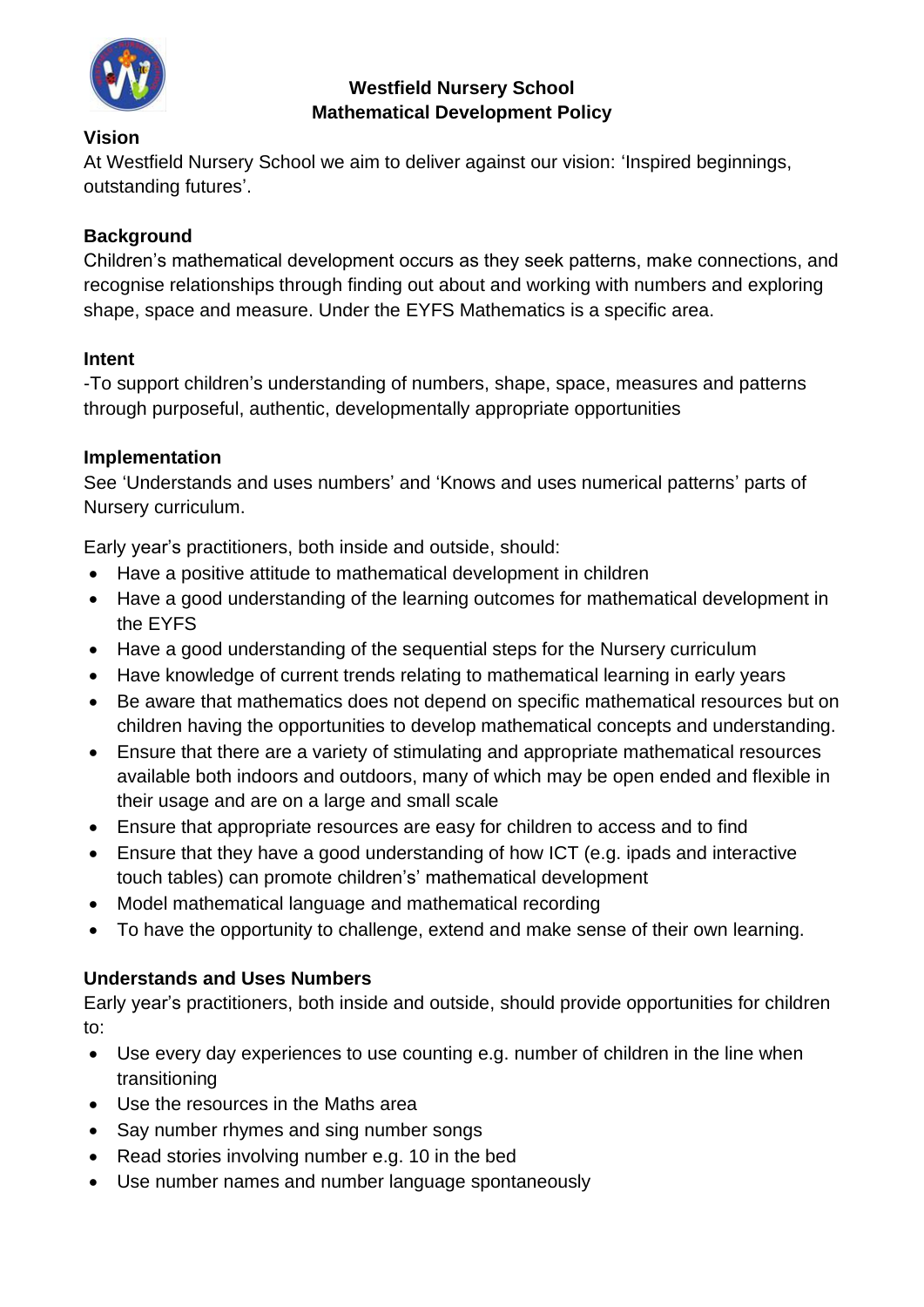# Westfield Nursery School
## Mathematical Development Policy

### Vision

At Westfield Nursery School we aim to deliver against our vision: 'Inspired beginnings, outstanding futures'.

### Background

Children's mathematical development occurs as they seek patterns, make connections, and recognise relationships through finding out about and working with numbers and exploring shape, space and measure. Under the EYFS Mathematics is a specific area.

### Intent

-To support children's understanding of numbers, shape, space, measures and patterns through purposeful, authentic, developmentally appropriate opportunities

### Implementation

See 'Understands and uses numbers' and 'Knows and uses numerical patterns' parts of Nursery curriculum.

Early year's practitioners, both inside and outside, should:

- Have a positive attitude to mathematical development in children
- Have a good understanding of the learning outcomes for mathematical development in the EYFS
- Have a good understanding of the sequential steps for the Nursery curriculum
- Have knowledge of current trends relating to mathematical learning in early years
- Be aware that mathematics does not depend on specific mathematical resources but on children having the opportunities to develop mathematical concepts and understanding.
- Ensure that there are a variety of stimulating and appropriate mathematical resources available both indoors and outdoors, many of which may be open ended and flexible in their usage and are on a large and small scale
- Ensure that appropriate resources are easy for children to access and to find
- Ensure that they have a good understanding of how ICT (e.g. ipads and interactive touch tables) can promote children's' mathematical development
- Model mathematical language and mathematical recording
- To have the opportunity to challenge, extend and make sense of their own learning.

### Understands and Uses Numbers

Early year's practitioners, both inside and outside, should provide opportunities for children to:

- Use every day experiences to use counting e.g. number of children in the line when transitioning
- Use the resources in the Maths area
- Say number rhymes and sing number songs
- Read stories involving number e.g. 10 in the bed
- Use number names and number language spontaneously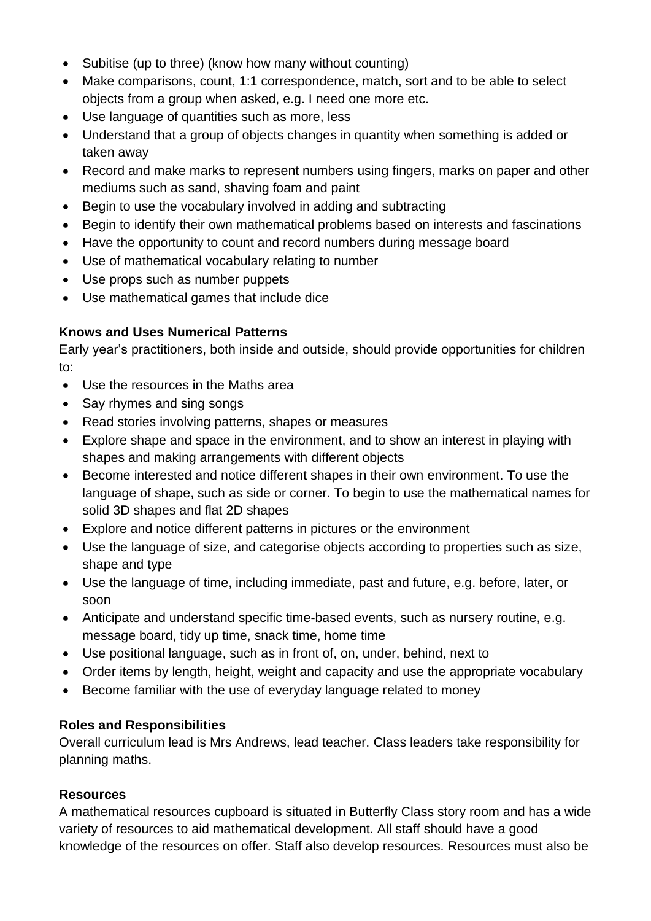- Subitise (up to three) (know how many without counting)
- Make comparisons, count, 1:1 correspondence, match, sort and to be able to select objects from a group when asked, e.g. I need one more etc.
- Use language of quantities such as more, less
- Understand that a group of objects changes in quantity when something is added or taken away
- Record and make marks to represent numbers using fingers, marks on paper and other mediums such as sand, shaving foam and paint
- Begin to use the vocabulary involved in adding and subtracting
- Begin to identify their own mathematical problems based on interests and fascinations
- Have the opportunity to count and record numbers during message board
- Use of mathematical vocabulary relating to number
- Use props such as number puppets
- Use mathematical games that include dice

**Knows and Uses Numerical Patterns**

Early year's practitioners, both inside and outside, should provide opportunities for children to:

- Use the resources in the Maths area
- Say rhymes and sing songs
- Read stories involving patterns, shapes or measures
- Explore shape and space in the environment, and to show an interest in playing with shapes and making arrangements with different objects
- Become interested and notice different shapes in their own environment. To use the language of shape, such as side or corner. To begin to use the mathematical names for solid 3D shapes and flat 2D shapes
- Explore and notice different patterns in pictures or the environment
- Use the language of size, and categorise objects according to properties such as size, shape and type
- Use the language of time, including immediate, past and future, e.g. before, later, or soon
- Anticipate and understand specific time-based events, such as nursery routine, e.g. message board, tidy up time, snack time, home time
- Use positional language, such as in front of, on, under, behind, next to
- Order items by length, height, weight and capacity and use the appropriate vocabulary
- Become familiar with the use of everyday language related to money

**Roles and Responsibilities**

Overall curriculum lead is Mrs Andrews, lead teacher. Class leaders take responsibility for planning maths.

**Resources**

A mathematical resources cupboard is situated in Butterfly Class story room and has a wide variety of resources to aid mathematical development. All staff should have a good knowledge of the resources on offer. Staff also develop resources. Resources must also be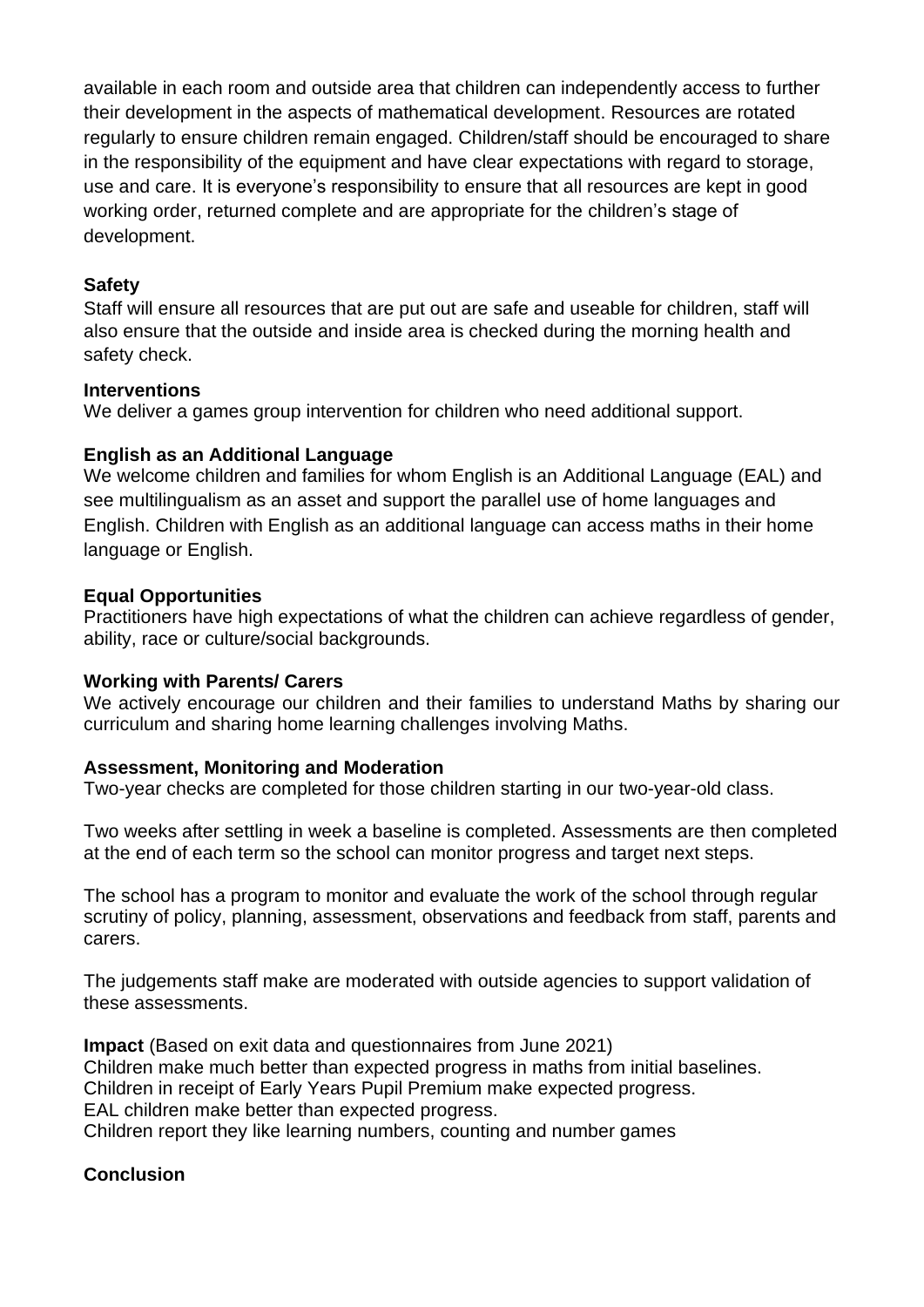available in each room and outside area that children can independently access to further their development in the aspects of mathematical development. Resources are rotated regularly to ensure children remain engaged. Children/staff should be encouraged to share in the responsibility of the equipment and have clear expectations with regard to storage, use and care. It is everyone's responsibility to ensure that all resources are kept in good working order, returned complete and are appropriate for the children's stage of development.

**Safety**

Staff will ensure all resources that are put out are safe and useable for children, staff will also ensure that the outside and inside area is checked during the morning health and safety check.

**Interventions**

We deliver a games group intervention for children who need additional support.

**English as an Additional Language**

We welcome children and families for whom English is an Additional Language (EAL) and see multilingualism as an asset and support the parallel use of home languages and English. Children with English as an additional language can access maths in their home language or English.

**Equal Opportunities**

Practitioners have high expectations of what the children can achieve regardless of gender, ability, race or culture/social backgrounds.

**Working with Parents/ Carers**

We actively encourage our children and their families to understand Maths by sharing our curriculum and sharing home learning challenges involving Maths.

**Assessment, Monitoring and Moderation**

Two-year checks are completed for those children starting in our two-year-old class.

Two weeks after settling in week a baseline is completed. Assessments are then completed at the end of each term so the school can monitor progress and target next steps.

The school has a program to monitor and evaluate the work of the school through regular scrutiny of policy, planning, assessment, observations and feedback from staff, parents and carers.

The judgements staff make are moderated with outside agencies to support validation of these assessments.

**Impact** (Based on exit data and questionnaires from June 2021)

Children make much better than expected progress in maths from initial baselines.
Children in receipt of Early Years Pupil Premium make expected progress.
EAL children make better than expected progress.
Children report they like learning numbers, counting and number games

**Conclusion**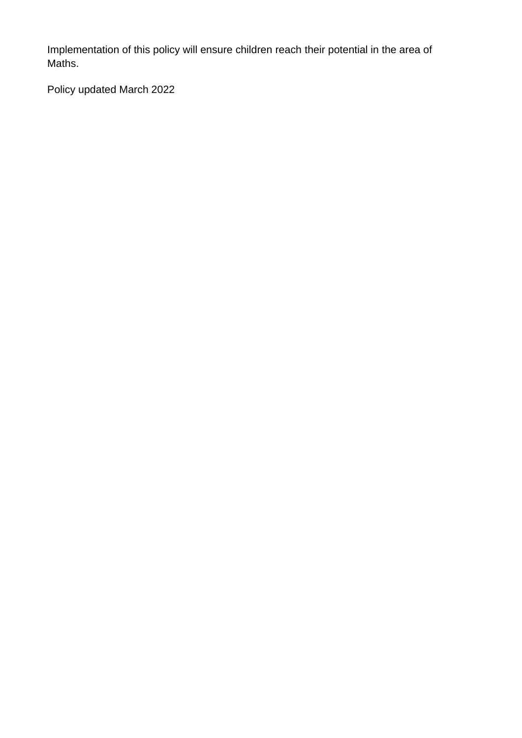Implementation of this policy will ensure children reach their potential in the area of Maths.

Policy updated March 2022